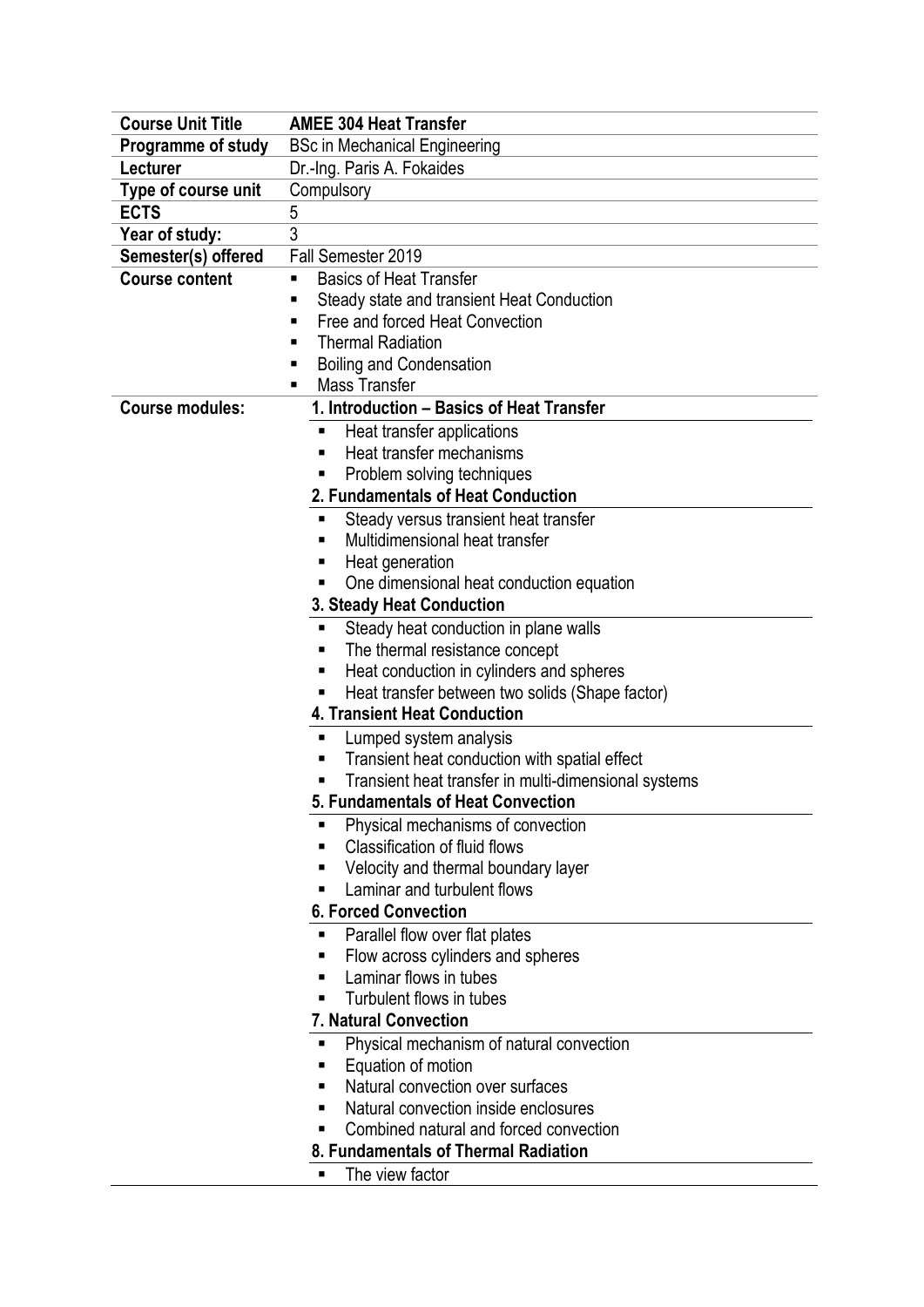| Course Unit Title | AMEE 304 Heat Transfer |
|---|---|
| Programme of study | BSc in Mechanical Engineering |
| Lecturer | Dr.-Ing. Paris A. Fokaides |
| Type of course unit | Compulsory |
| ECTS | 5 |
| Year of study: | 3 |
| Semester(s) offered | Fall Semester 2019 |
| Course content | ▪ Basics of Heat Transfer<br>▪ Steady state and transient Heat Conduction<br>▪ Free and forced Heat Convection<br>▪ Thermal Radiation<br>▪ Boiling and Condensation<br>▪ Mass Transfer |
| Course modules: | **1. Introduction – Basics of Heat Transfer**<br>▪ Heat transfer applications<br>▪ Heat transfer mechanisms<br>▪ Problem solving techniques<br>**2. Fundamentals of Heat Conduction**<br>▪ Steady versus transient heat transfer<br>▪ Multidimensional heat transfer<br>▪ Heat generation<br>▪ One dimensional heat conduction equation<br>**3. Steady Heat Conduction**<br>▪ Steady heat conduction in plane walls<br>▪ The thermal resistance concept<br>▪ Heat conduction in cylinders and spheres<br>▪ Heat transfer between two solids (Shape factor)<br>**4. Transient Heat Conduction**<br>▪ Lumped system analysis<br>▪ Transient heat conduction with spatial effect<br>▪ Transient heat transfer in multi-dimensional systems<br>**5. Fundamentals of Heat Convection**<br>▪ Physical mechanisms of convection<br>▪ Classification of fluid flows<br>▪ Velocity and thermal boundary layer<br>▪ Laminar and turbulent flows<br>**6. Forced Convection**<br>▪ Parallel flow over flat plates<br>▪ Flow across cylinders and spheres<br>▪ Laminar flows in tubes<br>▪ Turbulent flows in tubes<br>**7. Natural Convection**<br>▪ Physical mechanism of natural convection<br>▪ Equation of motion<br>▪ Natural convection over surfaces<br>▪ Natural convection inside enclosures<br>▪ Combined natural and forced convection<br>**8. Fundamentals of Thermal Radiation**<br>▪ The view factor |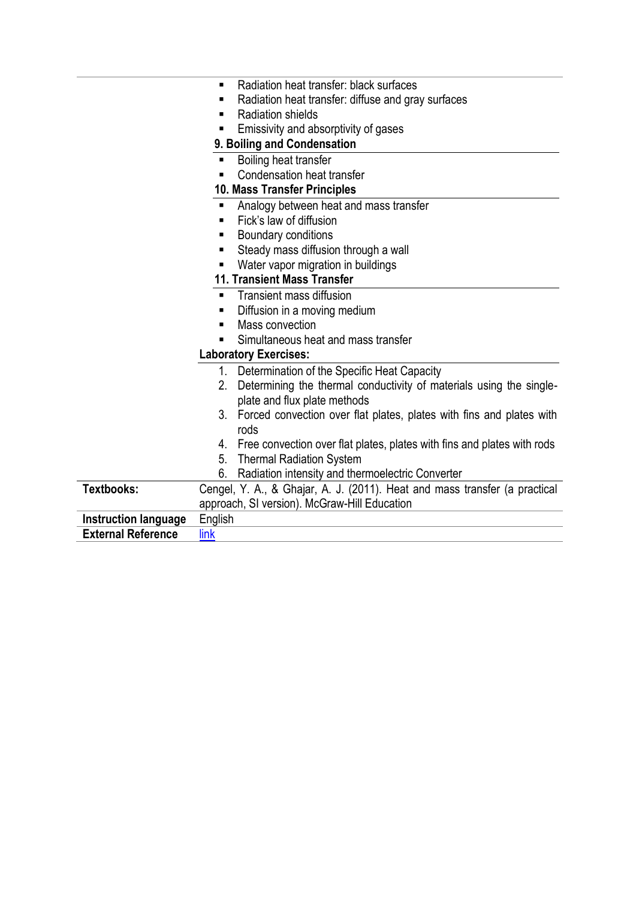| | |
|---|---|
| | - Radiation heat transfer: black surfaces<br>- Radiation heat transfer: diffuse and gray surfaces<br>- Radiation shields<br>- Emissivity and absorptivity of gases<br>**9. Boiling and Condensation**<br>- Boiling heat transfer<br>- Condensation heat transfer<br>**10. Mass Transfer Principles**<br>- Analogy between heat and mass transfer<br>- Fick's law of diffusion<br>- Boundary conditions<br>- Steady mass diffusion through a wall<br>- Water vapor migration in buildings<br>**11. Transient Mass Transfer**<br>- Transient mass diffusion<br>- Diffusion in a moving medium<br>- Mass convection<br>- Simultaneous heat and mass transfer<br>**Laboratory Exercises:**<br>1. Determination of the Specific Heat Capacity<br>2. Determining the thermal conductivity of materials using the single-plate and flux plate methods<br>3. Forced convection over flat plates, plates with fins and plates with rods<br>4. Free convection over flat plates, plates with fins and plates with rods<br>5. Thermal Radiation System<br>6. Radiation intensity and thermoelectric Converter |
| **Textbooks:** | Cengel, Y. A., & Ghajar, A. J. (2011). Heat and mass transfer (a practical approach, SI version). McGraw-Hill Education |
| **Instruction language** | English |
| **External Reference** | link |